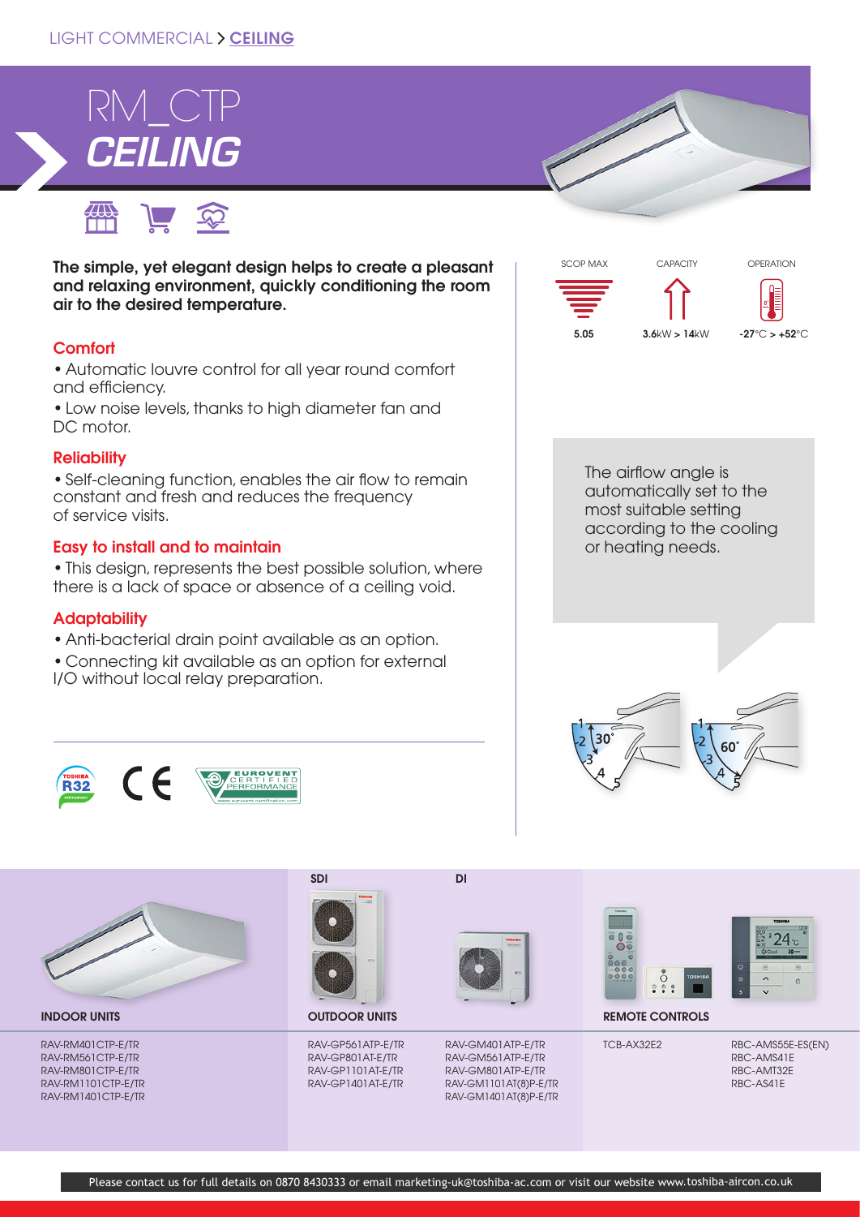LIGHT COMMERCIAL > CEILING

# RM_CTP
## CEILING

**The simple, yet elegant design helps to create a pleasant and relaxing environment, quickly conditioning the room air to the desired temperature.**

### Comfort

- Automatic louvre control for all year round comfort and efficiency.
- Low noise levels, thanks to high diameter fan and DC motor.

### Reliability

- Self-cleaning function, enables the air flow to remain constant and fresh and reduces the frequency of service visits.

### Easy to install and to maintain

- This design, represents the best possible solution, where there is a lack of space or absence of a ceiling void.

### Adaptability

- Anti-bacterial drain point available as an option.
- Connecting kit available as an option for external I/O without local relay preparation.

| SCOP MAX | CAPACITY | OPERATION |
|---|---|---|
| 5.05 | 3.6kW > 14kW | -27°C > +52°C |

The airflow angle is automatically set to the most suitable setting according to the cooling or heating needs.

| INDOOR UNITS | OUTDOOR UNITS SDI | OUTDOOR UNITS DI | REMOTE CONTROLS | |
|---|---|---|---|---|
| RAV-RM401CTP-E/TR | RAV-GP561ATP-E/TR | RAV-GM401ATP-E/TR | TCB-AX32E2 | RBC-AMS55E-ES(EN) |
| RAV-RM561CTP-E/TR | RAV-GP801AT-E/TR | RAV-GM561ATP-E/TR | | RBC-AMS41E |
| RAV-RM801CTP-E/TR | RAV-GP1101AT-E/TR | RAV-GM801ATP-E/TR | | RBC-AMT32E |
| RAV-RM1101CTP-E/TR | RAV-GP1401AT-E/TR | RAV-GM1101AT(8)P-E/TR | | RBC-AS41E |
| RAV-RM1401CTP-E/TR | | RAV-GM1401AT(8)P-E/TR | | |

Please contact us for full details on 0870 8430333 or email marketing-uk@toshiba-ac.com or visit our website www.toshiba-aircon.co.uk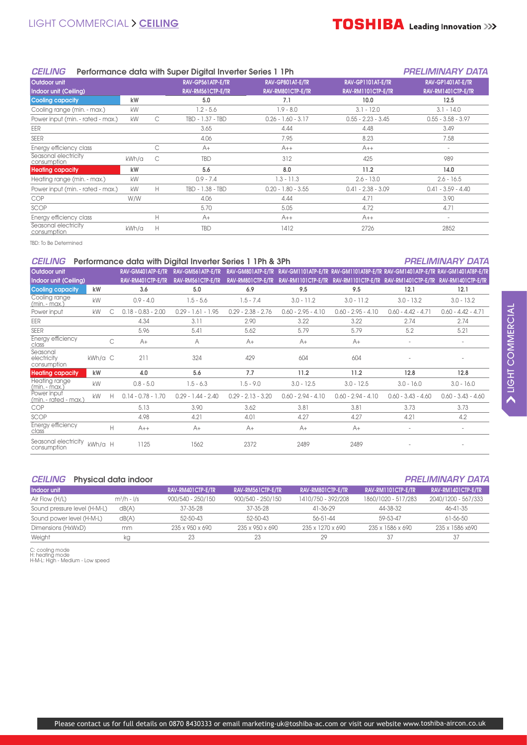LIGHT COMMERCIAL > **CEILING**

## *CEILING* Performance data with Super Digital Inverter Series 1 1Ph

*PRELIMINARY DATA*

| Outdoor unit | | | RAV-GP561ATP-E/TR | RAV-GP801AT-E/TR | RAV-GP1101AT-E/TR | RAV-GP1401AT-E/TR |
|---|---|---|---|---|---|---|
| Indoor unit (Ceiling) | | | RAV-RM561CTP-E/TR | RAV-RM801CTP-E/TR | RAV-RM1101CTP-E/TR | RAV-RM1401CTP-E/TR |
| **Cooling capacity** | **kW** | | **5.0** | **7.1** | **10.0** | **12.5** |
| Cooling range (min. - max.) | kW | | 1.2 - 5.6 | 1.9 - 8.0 | 3.1 - 12.0 | 3.1 - 14.0 |
| Power input (min. - rated - max.) | kW | C | TBD - 1.37 - TBD | 0.26 - 1.60 - 3.17 | 0.55 - 2.23 - 3.45 | 0.55 - 3.58 - 3.97 |
| EER | | | 3.65 | 4.44 | 4.48 | 3.49 |
| SEER | | | 4.06 | 7.95 | 8.23 | 7.58 |
| Energy efficiency class | | C | A+ | A++ | A++ | - |
| Seasonal electricity consumption | kWh/a | C | TBD | 312 | 425 | 989 |
| **Heating capacity** | **kW** | | **5.6** | **8.0** | **11.2** | **14.0** |
| Heating range (min. - max.) | kW | | 0.9 - 7.4 | 1.3 - 11.3 | 2.6 - 13.0 | 2.6 - 16.5 |
| Power input (min. - rated - max.) | kW | H | TBD - 1.38 - TBD | 0.20 - 1.80 - 3.55 | 0.41 - 2.38 - 3.09 | 0.41 - 3.59 - 4.40 |
| COP | W/W | | 4.06 | 4.44 | 4.71 | 3.90 |
| SCOP | | | 5.70 | 5.05 | 4.72 | 4.71 |
| Energy efficiency class | | H | A+ | A++ | A++ | - |
| Seasonal electricity consumption | kWh/a | H | TBD | 1412 | 2726 | 2852 |

TBD: To Be Determined

## *CEILING* Performance data with Digital Inverter Series 1 1Ph & 3Ph

*PRELIMINARY DATA*

| Outdoor unit | | | RAV-GM401ATP-E/TR | RAV-GM561ATP-E/TR | RAV-GM801ATP-E/TR | RAV-GM1101ATP-E/TR | RAV-GM1101AT8P-E/TR | RAV-GM1401ATP-E/TR | RAV-GM1401AT8P-E/TR |
|---|---|---|---|---|---|---|---|---|---|
| Indoor unit (Ceiling) | | | RAV-RM401CTP-E/TR | RAV-RM561CTP-E/TR | RAV-RM801CTP-E/TR | RAV-RM1101CTP-E/TR | RAV-RM1101CTP-E/TR | RAV-RM1401CTP-E/TR | RAV-RM1401CTP-E/TR |
| **Cooling capacity** | **kW** | | **3.6** | **5.0** | **6.9** | **9.5** | **9.5** | **12.1** | **12.1** |
| Cooling range (min. - max.) | kW | | 0.9 - 4.0 | 1.5 - 5.6 | 1.5 - 7.4 | 3.0 - 11.2 | 3.0 - 11.2 | 3.0 - 13.2 | 3.0 - 13.2 |
| Power input | kW | C | 0.18 - 0.83 - 2.00 | 0.29 - 1.61 - 1.95 | 0.29 - 2.38 - 2.76 | 0.60 - 2.95 - 4.10 | 0.60 - 2.95 - 4.10 | 0.60 - 4.42 - 4.71 | 0.60 - 4.42 - 4.71 |
| EER | | | 4.34 | 3.11 | 2.90 | 3.22 | 3.22 | 2.74 | 2.74 |
| SEER | | | 5.96 | 5.41 | 5.62 | 5.79 | 5.79 | 5.2 | 5.21 |
| Energy efficiency class | | C | A+ | A | A+ | A+ | A+ | - | - |
| Seasonal electricity consumption | kWh/a | C | 211 | 324 | 429 | 604 | 604 | - | - |
| **Heating capacity** | **kW** | | **4.0** | **5.6** | **7.7** | **11.2** | **11.2** | **12.8** | **12.8** |
| Heating range (min. - max.) | kW | | 0.8 - 5.0 | 1.5 - 6.3 | 1.5 - 9.0 | 3.0 - 12.5 | 3.0 - 12.5 | 3.0 - 16.0 | 3.0 - 16.0 |
| Power input (min. - rated - max.) | kW | H | 0.14 - 0.78 - 1.70 | 0.29 - 1.44 - 2.40 | 0.29 - 2.13 - 3.20 | 0.60 - 2.94 - 4.10 | 0.60 - 2.94 - 4.10 | 0.60 - 3.43 - 4.60 | 0.60 - 3.43 - 4.60 |
| COP | | | 5.13 | 3.90 | 3.62 | 3.81 | 3.81 | 3.73 | 3.73 |
| SCOP | | | 4.98 | 4.21 | 4.01 | 4.27 | 4.27 | 4.21 | 4.2 |
| Energy efficiency class | | H | A++ | A+ | A+ | A+ | A+ | - | - |
| Seasonal electricity consumption | kWh/a | H | 1125 | 1562 | 2372 | 2489 | 2489 | - | - |

## *CEILING* Physical data indoor

*PRELIMINARY DATA*

| Indoor unit | | RAV-RM401CTP-E/TR | RAV-RM561CTP-E/TR | RAV-RM801CTP-E/TR | RAV-RM1101CTP-E/TR | RAV-RM1401CTP-E/TR |
|---|---|---|---|---|---|---|
| Air Flow (H/L) | $m^3/h$ - l/s | 900/540 - 250/150 | 900/540 - 250/150 | 1410/750 - 392/208 | 1860/1020 - 517/283 | 2040/1200 - 567/333 |
| Sound pressure level (H-M-L) | dB(A) | 37-35-28 | 37-35-28 | 41-36-29 | 44-38-32 | 46-41-35 |
| Sound power level (H-M-L) | dB(A) | 52-50-43 | 52-50-43 | 56-51-44 | 59-53-47 | 61-56-50 |
| Dimensions (HxWxD) | mm | 235 x 950 x 690 | 235 x 950 x 690 | 235 x 1270 x 690 | 235 x 1586 x 690 | 235 x 1586 x690 |
| Weight | kg | 23 | 23 | 29 | 37 | 37 |

C: cooling mode
H: heating mode
H-M-L: High - Medium - Low speed

Please contact us for full details on 0870 8430333 or email marketing-uk@toshiba-ac.com or visit our website www.toshiba-aircon.co.uk